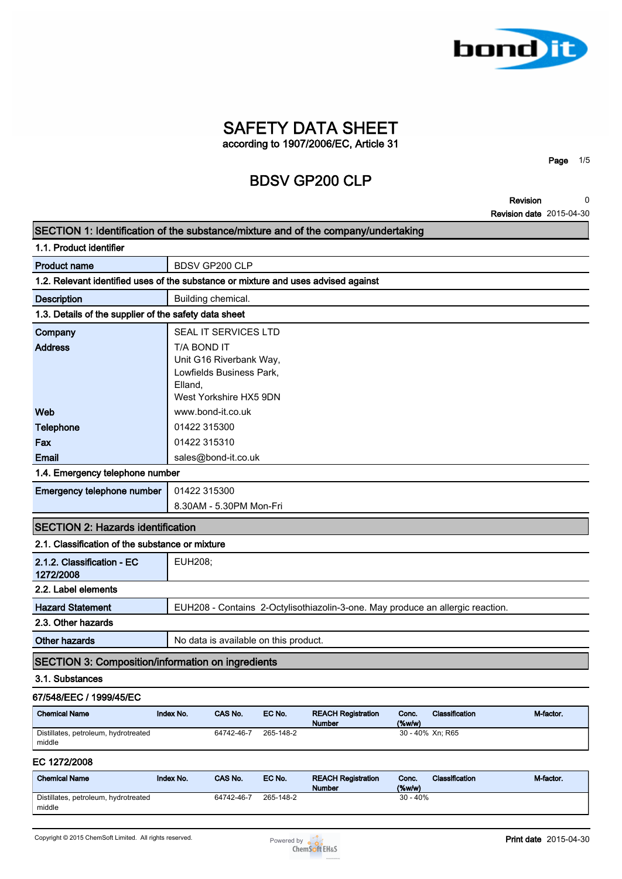# SAFETY DATA SHEET

according to 1907/2006/EC, Article 31

## BDSV GP200 CLP

**Revision** 0

**Revision date** 2015-04-30

## SECTION 1: Identification of the substance/mixture and of the company/undertaking

### 1.1. Product identifier

| | |
|---|---|
| **Product name** | BDSV GP200 CLP |

### 1.2. Relevant identified uses of the substance or mixture and uses advised against

| | |
|---|---|
| **Description** | Building chemical. |

### 1.3. Details of the supplier of the safety data sheet

| | |
|---|---|
| **Company** | SEAL IT SERVICES LTD |
| **Address** | T/A BOND IT<br>Unit G16 Riverbank Way,<br>Lowfields Business Park,<br>Elland,<br>West Yorkshire HX5 9DN |
| **Web** | www.bond-it.co.uk |
| **Telephone** | 01422 315300 |
| **Fax** | 01422 315310 |
| **Email** | sales@bond-it.co.uk |

### 1.4. Emergency telephone number

| | |
|---|---|
| **Emergency telephone number** | 01422 315300<br>8.30AM - 5.30PM Mon-Fri |

## SECTION 2: Hazards identification

### 2.1. Classification of the substance or mixture

| | |
|---|---|
| **2.1.2. Classification - EC 1272/2008** | EUH208; |

### 2.2. Label elements

| | |
|---|---|
| **Hazard Statement** | EUH208 - Contains 2-Octylisothiazolin-3-one. May produce an allergic reaction. |

### 2.3. Other hazards

| | |
|---|---|
| **Other hazards** | No data is available on this product. |

## SECTION 3: Composition/information on ingredients

### 3.1. Substances

**67/548/EEC / 1999/45/EC**

| Chemical Name | Index No. | CAS No. | EC No. | REACH Registration Number | Conc. (%w/w) | Classification | M-factor. |
|---|---|---|---|---|---|---|---|
| Distillates, petroleum, hydrotreated middle | | 64742-46-7 | 265-148-2 | | 30 - 40% | Xn; R65 | |

**EC 1272/2008**

| Chemical Name | Index No. | CAS No. | EC No. | REACH Registration Number | Conc. (%w/w) | Classification | M-factor. |
|---|---|---|---|---|---|---|---|
| Distillates, petroleum, hydrotreated middle | | 64742-46-7 | 265-148-2 | | 30 - 40% | | |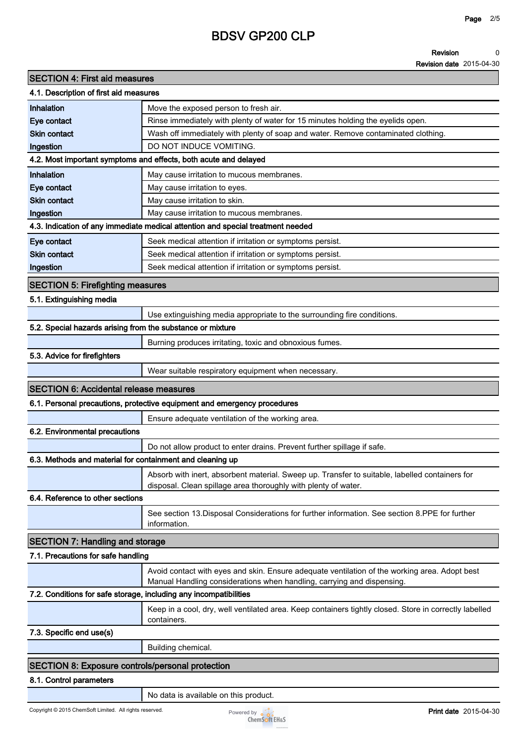## SECTION 4: First aid measures

### 4.1. Description of first aid measures

| | |
|---|---|
| **Inhalation** | Move the exposed person to fresh air. |
| **Eye contact** | Rinse immediately with plenty of water for 15 minutes holding the eyelids open. |
| **Skin contact** | Wash off immediately with plenty of soap and water. Remove contaminated clothing. |
| **Ingestion** | DO NOT INDUCE VOMITING. |

### 4.2. Most important symptoms and effects, both acute and delayed

| | |
|---|---|
| **Inhalation** | May cause irritation to mucous membranes. |
| **Eye contact** | May cause irritation to eyes. |
| **Skin contact** | May cause irritation to skin. |
| **Ingestion** | May cause irritation to mucous membranes. |

### 4.3. Indication of any immediate medical attention and special treatment needed

| | |
|---|---|
| **Eye contact** | Seek medical attention if irritation or symptoms persist. |
| **Skin contact** | Seek medical attention if irritation or symptoms persist. |
| **Ingestion** | Seek medical attention if irritation or symptoms persist. |

## SECTION 5: Firefighting measures

### 5.1. Extinguishing media

Use extinguishing media appropriate to the surrounding fire conditions.

### 5.2. Special hazards arising from the substance or mixture

Burning produces irritating, toxic and obnoxious fumes.

### 5.3. Advice for firefighters

Wear suitable respiratory equipment when necessary.

## SECTION 6: Accidental release measures

### 6.1. Personal precautions, protective equipment and emergency procedures

Ensure adequate ventilation of the working area.

### 6.2. Environmental precautions

Do not allow product to enter drains. Prevent further spillage if safe.

### 6.3. Methods and material for containment and cleaning up

Absorb with inert, absorbent material. Sweep up. Transfer to suitable, labelled containers for disposal. Clean spillage area thoroughly with plenty of water.

### 6.4. Reference to other sections

See section 13.Disposal Considerations for further information. See section 8.PPE for further information.

## SECTION 7: Handling and storage

### 7.1. Precautions for safe handling

Avoid contact with eyes and skin. Ensure adequate ventilation of the working area. Adopt best Manual Handling considerations when handling, carrying and dispensing.

### 7.2. Conditions for safe storage, including any incompatibilities

Keep in a cool, dry, well ventilated area. Keep containers tightly closed. Store in correctly labelled containers.

### 7.3. Specific end use(s)

Building chemical.

## SECTION 8: Exposure controls/personal protection

### 8.1. Control parameters

No data is available on this product.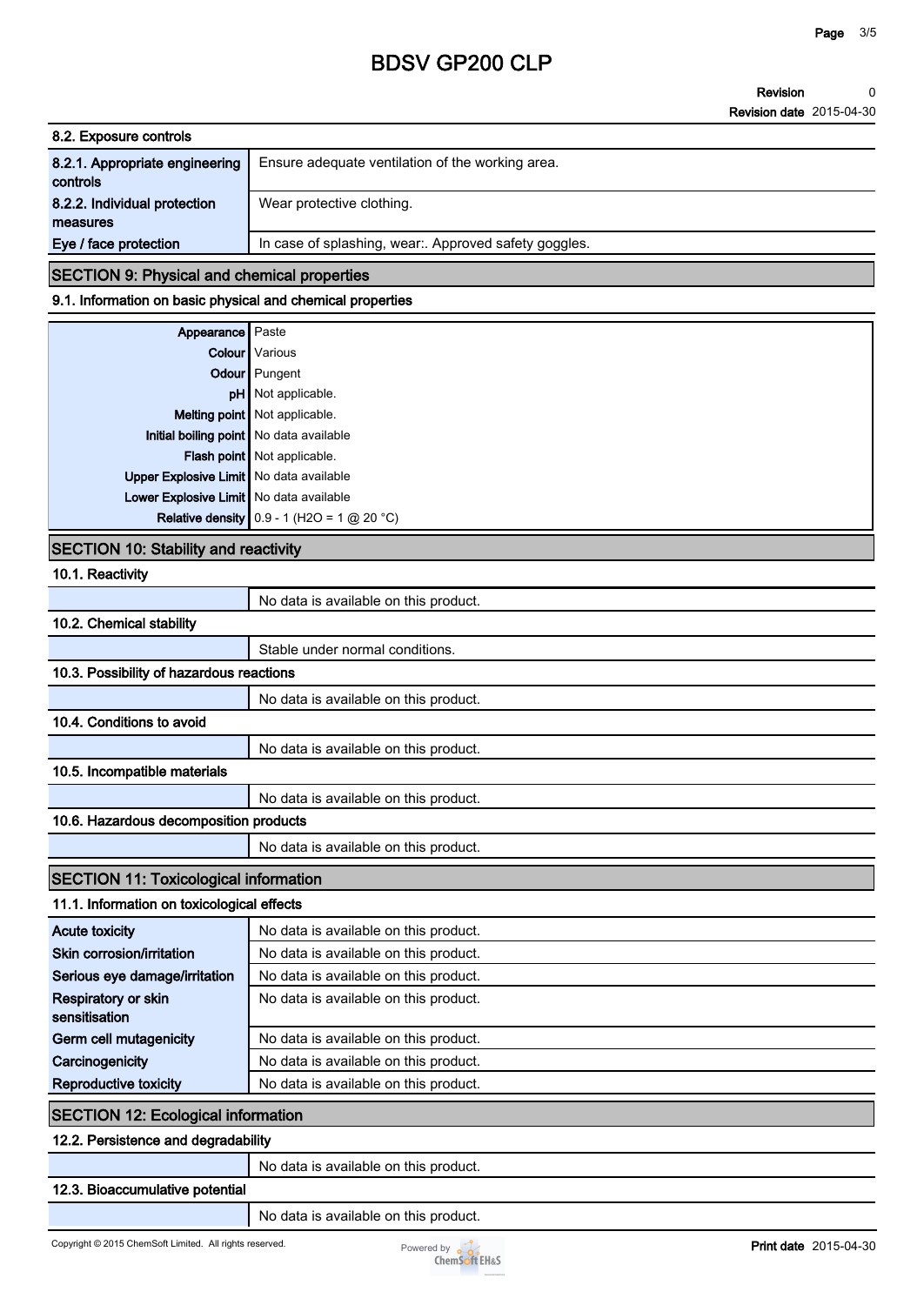#### 8.2. Exposure controls

| | |
|---|---|
| **8.2.1. Appropriate engineering controls** | Ensure adequate ventilation of the working area. |
| **8.2.2. Individual protection measures** | Wear protective clothing. |
| **Eye / face protection** | In case of splashing, wear:. Approved safety goggles. |

## SECTION 9: Physical and chemical properties

#### 9.1. Information on basic physical and chemical properties

| | |
|---|---|
| **Appearance** | Paste |
| **Colour** | Various |
| **Odour** | Pungent |
| **pH** | Not applicable. |
| **Melting point** | Not applicable. |
| **Initial boiling point** | No data available |
| **Flash point** | Not applicable. |
| **Upper Explosive Limit** | No data available |
| **Lower Explosive Limit** | No data available |
| **Relative density** | 0.9 - 1 ($H_2O$ = 1 @ 20 °C) |

## SECTION 10: Stability and reactivity

#### 10.1. Reactivity

No data is available on this product.

#### 10.2. Chemical stability

Stable under normal conditions.

#### 10.3. Possibility of hazardous reactions

No data is available on this product.

#### 10.4. Conditions to avoid

No data is available on this product.

#### 10.5. Incompatible materials

No data is available on this product.

#### 10.6. Hazardous decomposition products

No data is available on this product.

## SECTION 11: Toxicological information

#### 11.1. Information on toxicological effects

| | |
|---|---|
| **Acute toxicity** | No data is available on this product. |
| **Skin corrosion/irritation** | No data is available on this product. |
| **Serious eye damage/irritation** | No data is available on this product. |
| **Respiratory or skin sensitisation** | No data is available on this product. |
| **Germ cell mutagenicity** | No data is available on this product. |
| **Carcinogenicity** | No data is available on this product. |
| **Reproductive toxicity** | No data is available on this product. |

## SECTION 12: Ecological information

#### 12.2. Persistence and degradability

No data is available on this product.

#### 12.3. Bioaccumulative potential

No data is available on this product.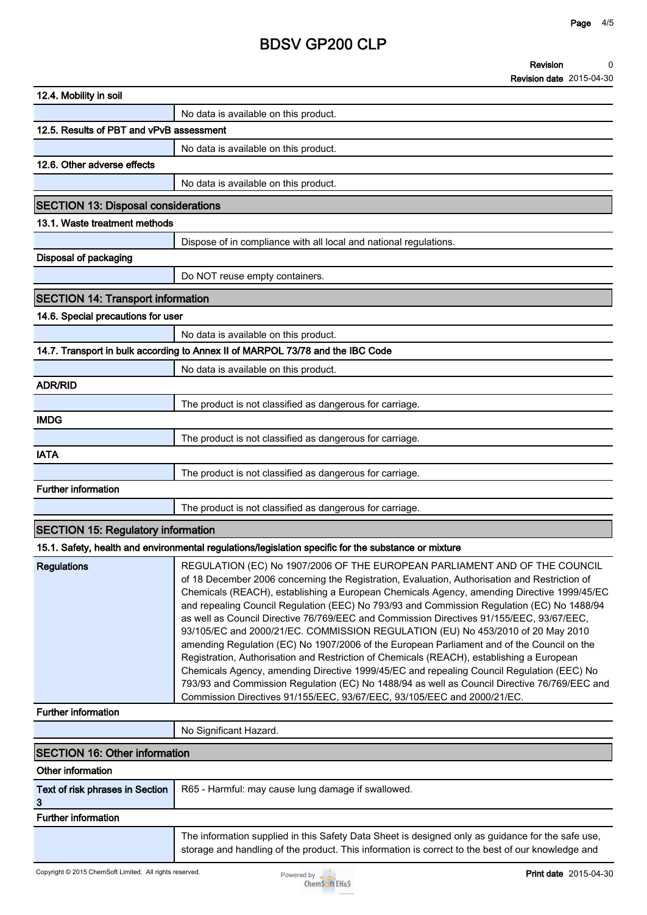**12.4. Mobility in soil**

No data is available on this product.

**12.5. Results of PBT and vPvB assessment**

No data is available on this product.

**12.6. Other adverse effects**

No data is available on this product.

## SECTION 13: Disposal considerations

**13.1. Waste treatment methods**

Dispose of in compliance with all local and national regulations.

**Disposal of packaging**

Do NOT reuse empty containers.

## SECTION 14: Transport information

**14.6. Special precautions for user**

No data is available on this product.

**14.7. Transport in bulk according to Annex II of MARPOL 73/78 and the IBC Code**

No data is available on this product.

**ADR/RID**

The product is not classified as dangerous for carriage.

**IMDG**

The product is not classified as dangerous for carriage.

**IATA**

The product is not classified as dangerous for carriage.

**Further information**

The product is not classified as dangerous for carriage.

## SECTION 15: Regulatory information

**15.1. Safety, health and environmental regulations/legislation specific for the substance or mixture**

| | |
|---|---|
| **Regulations** | REGULATION (EC) No 1907/2006 OF THE EUROPEAN PARLIAMENT AND OF THE COUNCIL of 18 December 2006 concerning the Registration, Evaluation, Authorisation and Restriction of Chemicals (REACH), establishing a European Chemicals Agency, amending Directive 1999/45/EC and repealing Council Regulation (EEC) No 793/93 and Commission Regulation (EC) No 1488/94 as well as Council Directive 76/769/EEC and Commission Directives 91/155/EEC, 93/67/EEC, 93/105/EC and 2000/21/EC. COMMISSION REGULATION (EU) No 453/2010 of 20 May 2010 amending Regulation (EC) No 1907/2006 of the European Parliament and of the Council on the Registration, Authorisation and Restriction of Chemicals (REACH), establishing a European Chemicals Agency, amending Directive 1999/45/EC and repealing Council Regulation (EEC) No 793/93 and Commission Regulation (EC) No 1488/94 as well as Council Directive 76/769/EEC and Commission Directives 91/155/EEC, 93/67/EEC, 93/105/EEC and 2000/21/EC. |

**Further information**

No Significant Hazard.

## SECTION 16: Other information

**Other information**

| | |
|---|---|
| **Text of risk phrases in Section 3** | R65 - Harmful: may cause lung damage if swallowed. |

**Further information**

The information supplied in this Safety Data Sheet is designed only as guidance for the safe use, storage and handling of the product. This information is correct to the best of our knowledge and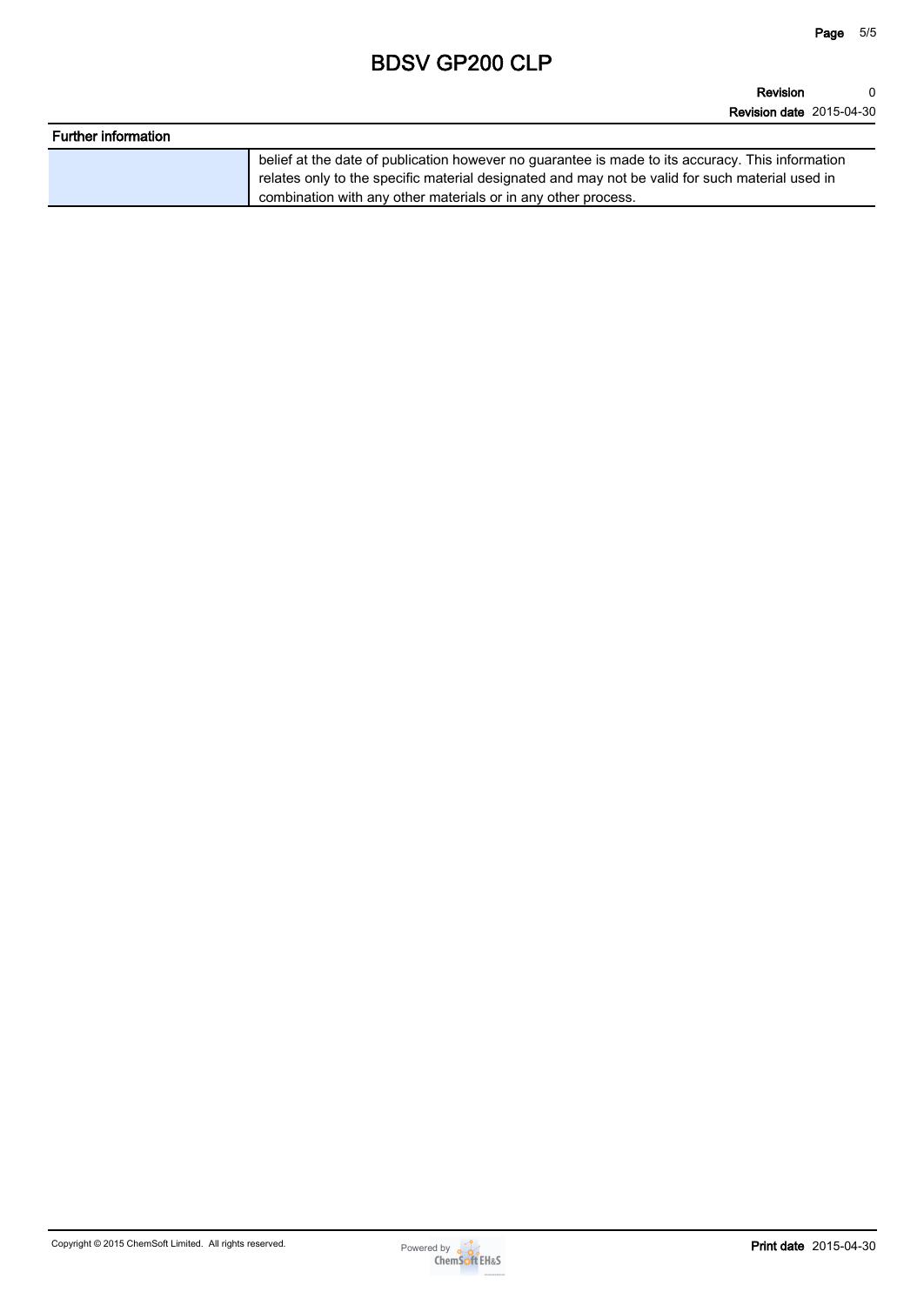## Further information

| | |
|---|---|
| | belief at the date of publication however no guarantee is made to its accuracy. This information relates only to the specific material designated and may not be valid for such material used in combination with any other materials or in any other process. |